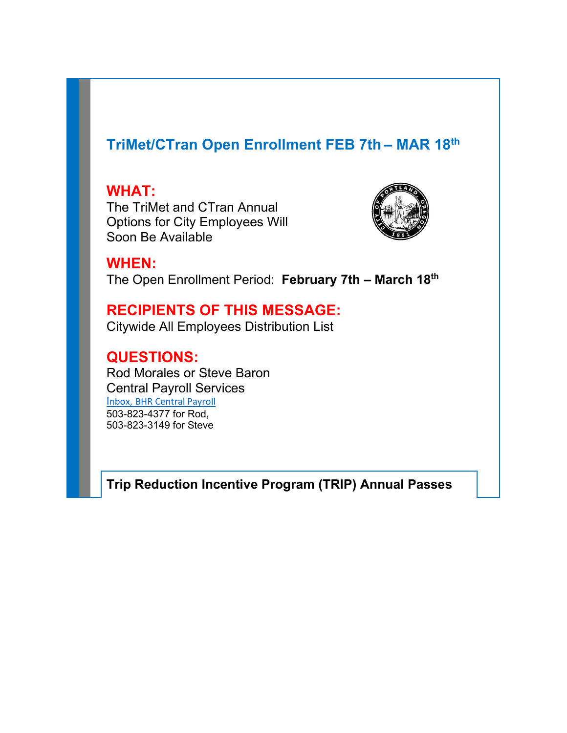## TriMet/CTran Open Enrollment FEB 7th – MAR 18th

### WHAT:

The TriMet and CTran Annual Options for City Employees Will Soon Be Available

### WHEN:

The Open Enrollment Period: **February 7th – March 18th**

### RECIPIENTS OF THIS MESSAGE:

Citywide All Employees Distribution List

### QUESTIONS:

Rod Morales or Steve Baron
Central Payroll Services
Inbox, BHR Central Payroll
503-823-4377 for Rod,
503-823-3149 for Steve

**Trip Reduction Incentive Program (TRIP) Annual Passes**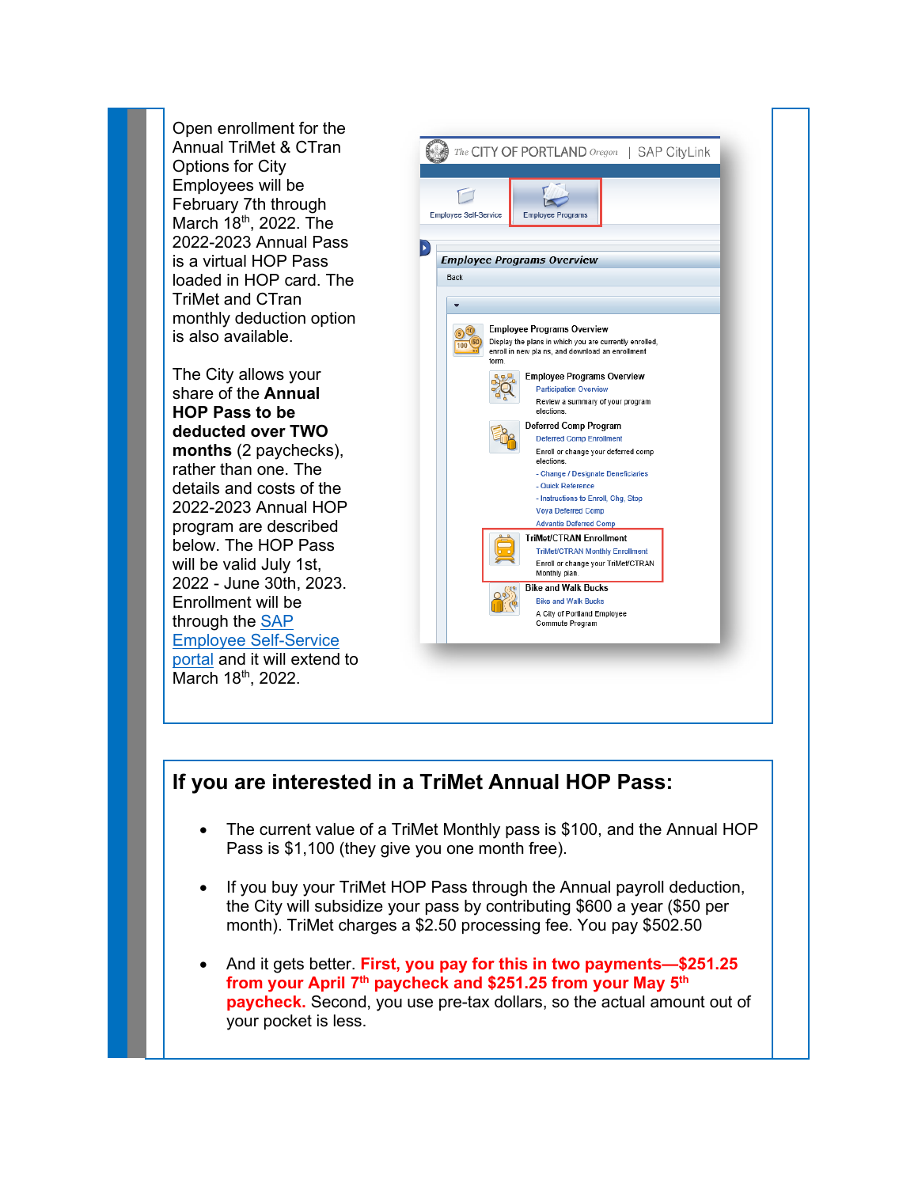Open enrollment for the Annual TriMet & CTran Options for City Employees will be February 7th through March 18th, 2022. The 2022-2023 Annual Pass is a virtual HOP Pass loaded in HOP card. The TriMet and CTran monthly deduction option is also available.

The City allows your share of the **Annual HOP Pass to be deducted over TWO months** (2 paychecks), rather than one. The details and costs of the 2022-2023 Annual HOP program are described below. The HOP Pass will be valid July 1st, 2022 - June 30th, 2023. Enrollment will be through the [SAP Employee Self-Service portal]() and it will extend to March 18th, 2022.

## If you are interested in a TriMet Annual HOP Pass:

- The current value of a TriMet Monthly pass is $100, and the Annual HOP Pass is $1,100 (they give you one month free).
- If you buy your TriMet HOP Pass through the Annual payroll deduction, the City will subsidize your pass by contributing $600 a year ($50 per month). TriMet charges a $2.50 processing fee. You pay $502.50
- And it gets better. **First, you pay for this in two payments—$251.25 from your April 7th paycheck and $251.25 from your May 5th paycheck.** Second, you use pre-tax dollars, so the actual amount out of your pocket is less.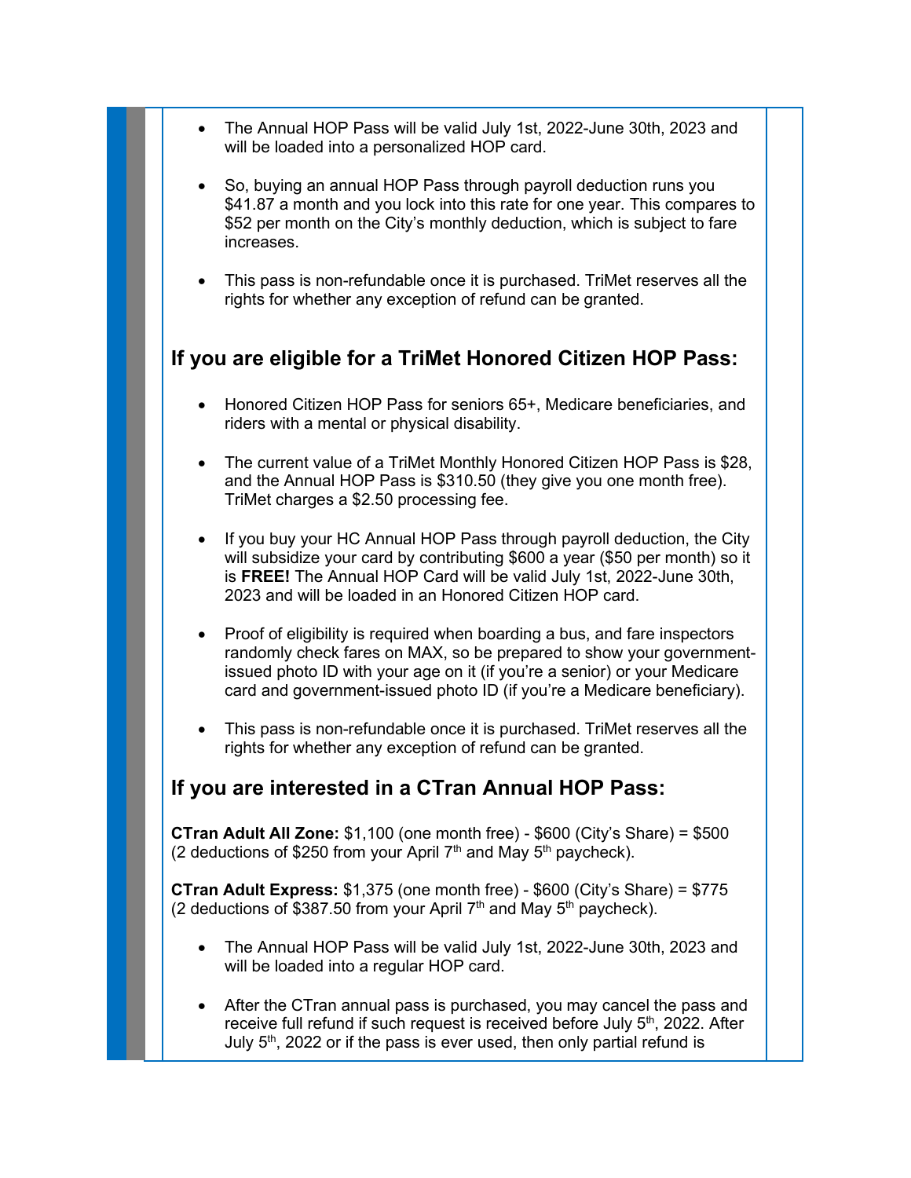- The Annual HOP Pass will be valid July 1st, 2022-June 30th, 2023 and will be loaded into a personalized HOP card.

- So, buying an annual HOP Pass through payroll deduction runs you $41.87 a month and you lock into this rate for one year. This compares to $52 per month on the City's monthly deduction, which is subject to fare increases.

- This pass is non-refundable once it is purchased. TriMet reserves all the rights for whether any exception of refund can be granted.

## If you are eligible for a TriMet Honored Citizen HOP Pass:

- Honored Citizen HOP Pass for seniors 65+, Medicare beneficiaries, and riders with a mental or physical disability.

- The current value of a TriMet Monthly Honored Citizen HOP Pass is $28, and the Annual HOP Pass is $310.50 (they give you one month free). TriMet charges a $2.50 processing fee.

- If you buy your HC Annual HOP Pass through payroll deduction, the City will subsidize your card by contributing $600 a year ($50 per month) so it is **FREE!** The Annual HOP Card will be valid July 1st, 2022-June 30th, 2023 and will be loaded in an Honored Citizen HOP card.

- Proof of eligibility is required when boarding a bus, and fare inspectors randomly check fares on MAX, so be prepared to show your government-issued photo ID with your age on it (if you're a senior) or your Medicare card and government-issued photo ID (if you're a Medicare beneficiary).

- This pass is non-refundable once it is purchased. TriMet reserves all the rights for whether any exception of refund can be granted.

## If you are interested in a CTran Annual HOP Pass:

**CTran Adult All Zone:** $1,100 (one month free) - $600 (City's Share) = $500 (2 deductions of $250 from your April 7th and May 5th paycheck).

**CTran Adult Express:** $1,375 (one month free) - $600 (City's Share) = $775 (2 deductions of $387.50 from your April 7th and May 5th paycheck).

- The Annual HOP Pass will be valid July 1st, 2022-June 30th, 2023 and will be loaded into a regular HOP card.

- After the CTran annual pass is purchased, you may cancel the pass and receive full refund if such request is received before July 5th, 2022. After July 5th, 2022 or if the pass is ever used, then only partial refund is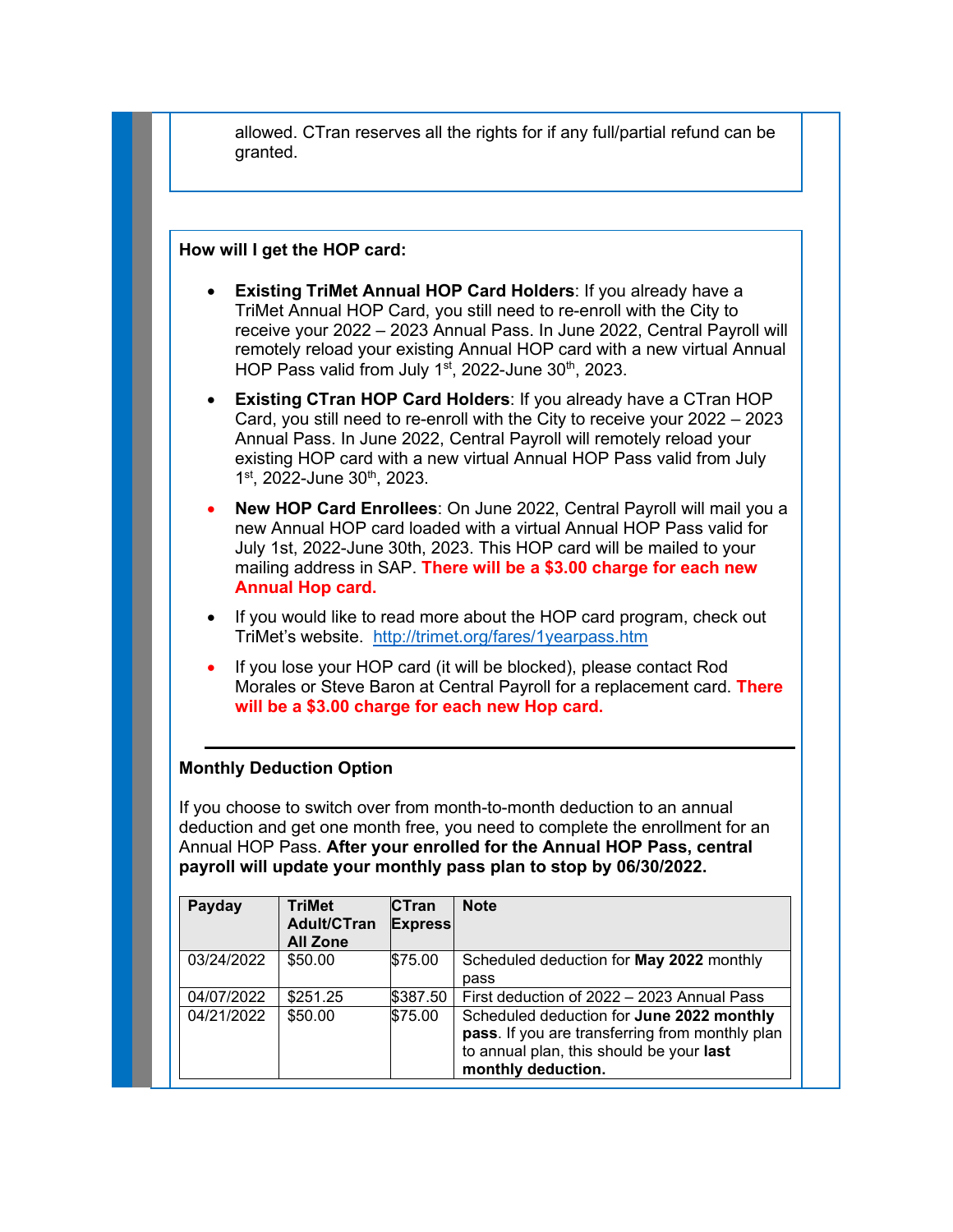allowed. CTran reserves all the rights for if any full/partial refund can be granted.

**How will I get the HOP card:**

- **Existing TriMet Annual HOP Card Holders**: If you already have a TriMet Annual HOP Card, you still need to re-enroll with the City to receive your 2022 – 2023 Annual Pass. In June 2022, Central Payroll will remotely reload your existing Annual HOP card with a new virtual Annual HOP Pass valid from July 1st, 2022-June 30th, 2023.
- **Existing CTran HOP Card Holders**: If you already have a CTran HOP Card, you still need to re-enroll with the City to receive your 2022 – 2023 Annual Pass. In June 2022, Central Payroll will remotely reload your existing HOP card with a new virtual Annual HOP Pass valid from July 1st, 2022-June 30th, 2023.
- **New HOP Card Enrollees**: On June 2022, Central Payroll will mail you a new Annual HOP card loaded with a virtual Annual HOP Pass valid for July 1st, 2022-June 30th, 2023. This HOP card will be mailed to your mailing address in SAP. **There will be a $3.00 charge for each new Annual Hop card.**
- If you would like to read more about the HOP card program, check out TriMet's website. http://trimet.org/fares/1yearpass.htm
- If you lose your HOP card (it will be blocked), please contact Rod Morales or Steve Baron at Central Payroll for a replacement card. **There will be a $3.00 charge for each new Hop card.**

---

**Monthly Deduction Option**

If you choose to switch over from month-to-month deduction to an annual deduction and get one month free, you need to complete the enrollment for an Annual HOP Pass. **After your enrolled for the Annual HOP Pass, central payroll will update your monthly pass plan to stop by 06/30/2022.**

| Payday | TriMet Adult/CTran All Zone | CTran Express | Note |
|---|---|---|---|
| 03/24/2022 | $50.00 | $75.00 | Scheduled deduction for **May 2022** monthly pass |
| 04/07/2022 | $251.25 | $387.50 | First deduction of 2022 – 2023 Annual Pass |
| 04/21/2022 | $50.00 | $75.00 | Scheduled deduction for **June 2022 monthly pass**. If you are transferring from monthly plan to annual plan, this should be your **last monthly deduction.** |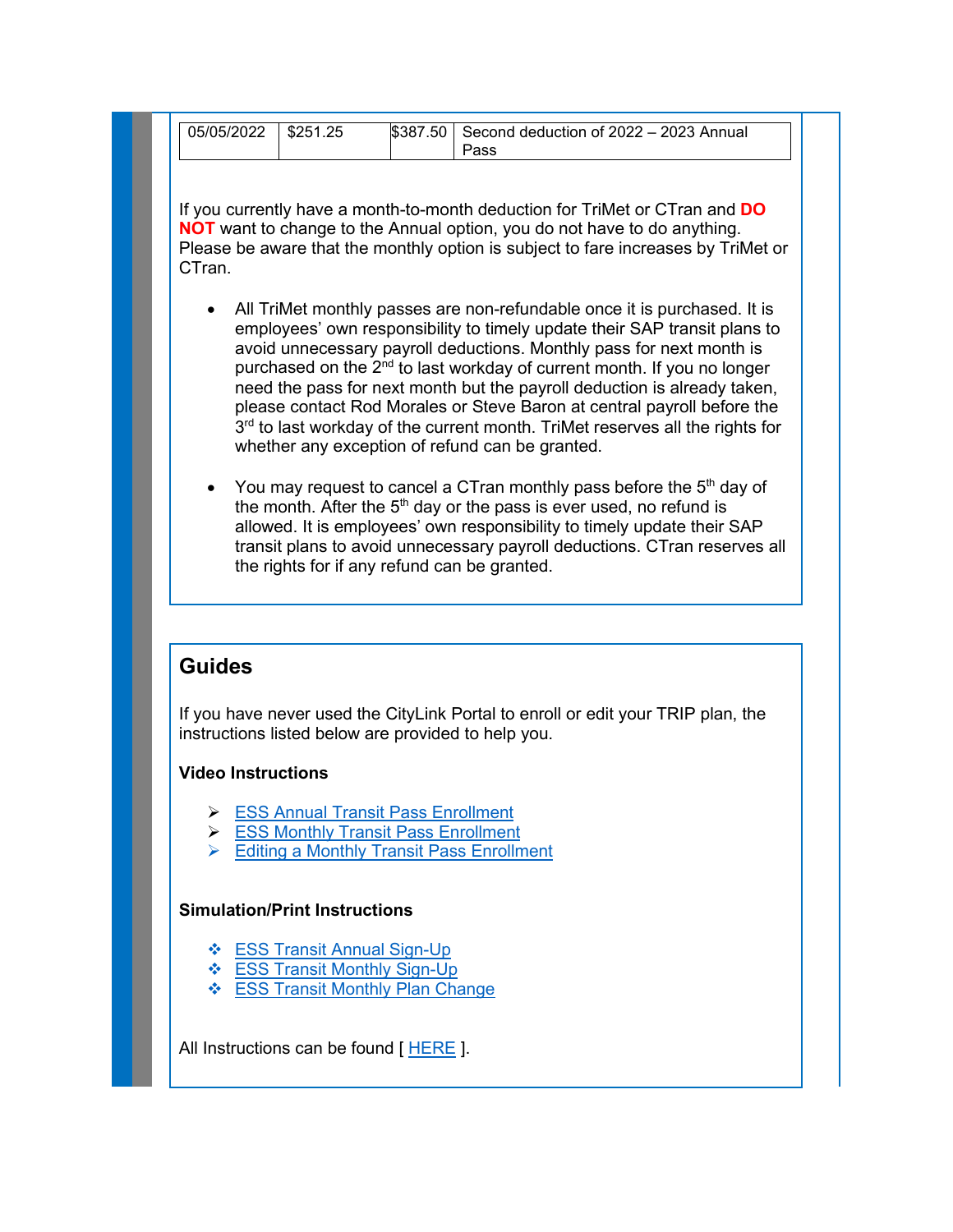| 05/05/2022 | $251.25 | $387.50 | Second deduction of 2022 – 2023 Annual Pass |
|---|---|---|---|

If you currently have a month-to-month deduction for TriMet or CTran and **DO NOT** want to change to the Annual option, you do not have to do anything. Please be aware that the monthly option is subject to fare increases by TriMet or CTran.

- All TriMet monthly passes are non-refundable once it is purchased. It is employees' own responsibility to timely update their SAP transit plans to avoid unnecessary payroll deductions. Monthly pass for next month is purchased on the 2nd to last workday of current month. If you no longer need the pass for next month but the payroll deduction is already taken, please contact Rod Morales or Steve Baron at central payroll before the 3rd to last workday of the current month. TriMet reserves all the rights for whether any exception of refund can be granted.

- You may request to cancel a CTran monthly pass before the 5th day of the month. After the 5th day or the pass is ever used, no refund is allowed. It is employees' own responsibility to timely update their SAP transit plans to avoid unnecessary payroll deductions. CTran reserves all the rights for if any refund can be granted.

## Guides

If you have never used the CityLink Portal to enroll or edit your TRIP plan, the instructions listed below are provided to help you.

**Video Instructions**

- ESS Annual Transit Pass Enrollment
- ESS Monthly Transit Pass Enrollment
- Editing a Monthly Transit Pass Enrollment

**Simulation/Print Instructions**

- ESS Transit Annual Sign-Up
- ESS Transit Monthly Sign-Up
- ESS Transit Monthly Plan Change

All Instructions can be found [ HERE ].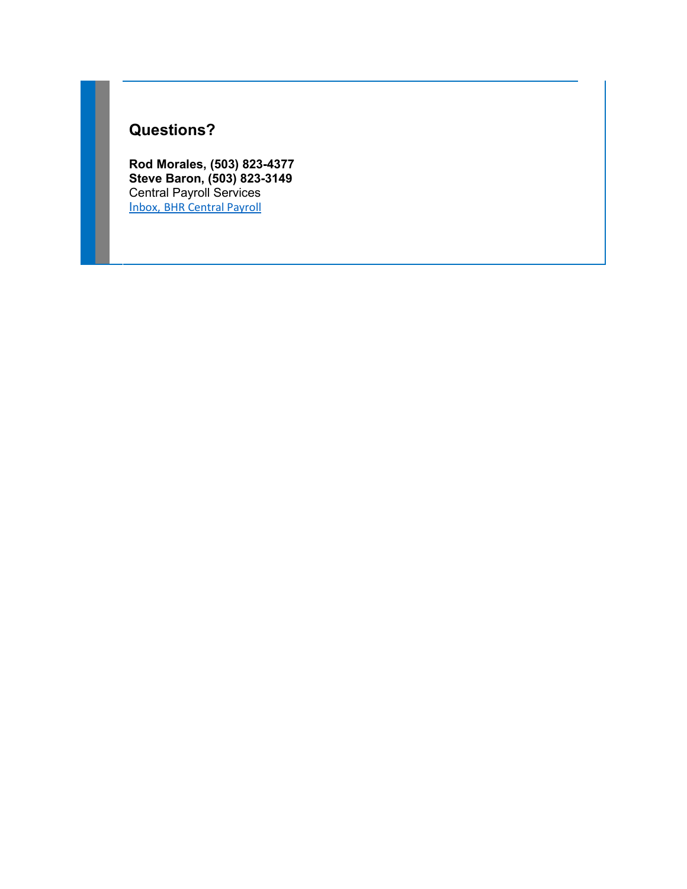## Questions?

**Rod Morales, (503) 823-4377**
**Steve Baron, (503) 823-3149**
Central Payroll Services
Inbox, BHR Central Payroll